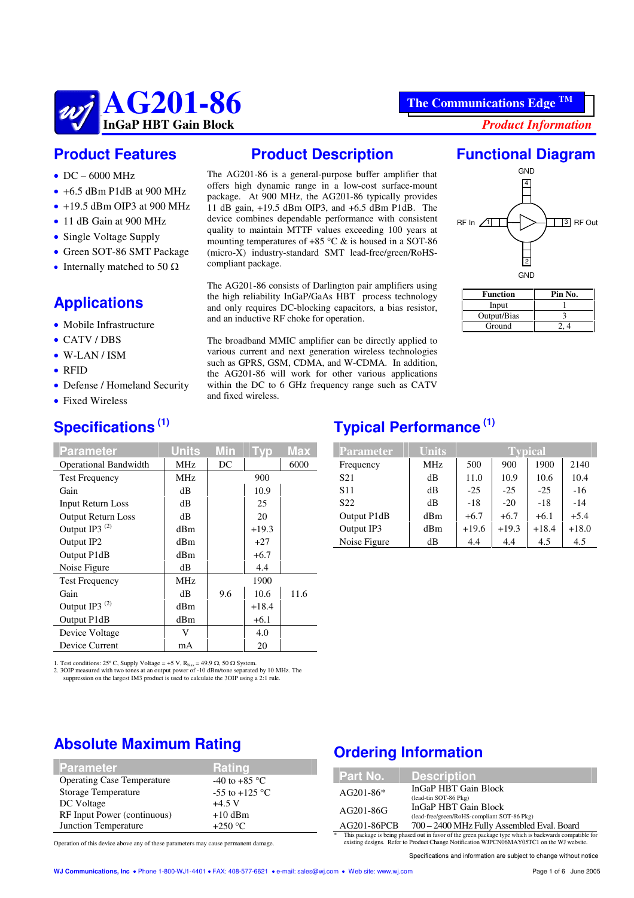# AG201-86

**InGaP HBT Gain Block**

**The Communications Edge ™**

*Product Information*

## Product Features

- DC – 6000 MHz
- +6.5 dBm P1dB at 900 MHz
- +19.5 dBm OIP3 at 900 MHz
- 11 dB Gain at 900 MHz
- Single Voltage Supply
- Green SOT-86 SMT Package
- Internally matched to 50 Ω

## Applications

- Mobile Infrastructure
- CATV / DBS
- W-LAN / ISM
- RFID
- Defense / Homeland Security
- Fixed Wireless

## Product Description

The AG201-86 is a general-purpose buffer amplifier that offers high dynamic range in a low-cost surface-mount package. At 900 MHz, the AG201-86 typically provides 11 dB gain, +19.5 dBm OIP3, and +6.5 dBm P1dB. The device combines dependable performance with consistent quality to maintain MTTF values exceeding 100 years at mounting temperatures of +85 °C & is housed in a SOT-86 (micro-X) industry-standard SMT lead-free/green/RoHS-compliant package.

The AG201-86 consists of Darlington pair amplifiers using the high reliability InGaP/GaAs HBT process technology and only requires DC-blocking capacitors, a bias resistor, and an inductive RF choke for operation.

The broadband MMIC amplifier can be directly applied to various current and next generation wireless technologies such as GPRS, GSM, CDMA, and W-CDMA. In addition, the AG201-86 will work for other various applications within the DC to 6 GHz frequency range such as CATV and fixed wireless.

## Functional Diagram

GND 4

RF In 1 — 3 RF Out

2 GND

| Function | Pin No. |
|---|---|
| Input | 1 |
| Output/Bias | 3 |
| Ground | 2, 4 |

## Specifications (1)

| Parameter | Units | Min | Typ | Max |
|---|---|---|---|---|
| Operational Bandwidth | MHz | DC | | 6000 |
| Test Frequency | MHz | | 900 | |
| Gain | dB | | 10.9 | |
| Input Return Loss | dB | | 25 | |
| Output Return Loss | dB | | 20 | |
| Output IP3 (2) | dBm | | +19.3 | |
| Output IP2 | dBm | | +27 | |
| Output P1dB | dBm | | +6.7 | |
| Noise Figure | dB | | 4.4 | |
| Test Frequency | MHz | | 1900 | |
| Gain | dB | 9.6 | 10.6 | 11.6 |
| Output IP3 (2) | dBm | | +18.4 | |
| Output P1dB | dBm | | +6.1 | |
| Device Voltage | V | | 4.0 | |
| Device Current | mA | | 20 | |

1. Test conditions: 25° C, Supply Voltage = +5 V, $R_{bias}$ = 49.9 Ω, 50 Ω System.
2. 3OIP measured with two tones at an output power of -10 dBm/tone separated by 10 MHz. The suppression on the largest IM3 product is used to calculate the 3OIP using a 2:1 rule.

## Typical Performance (1)

| Parameter | Units | Typical | | | |
|---|---|---|---|---|---|
| Frequency | MHz | 500 | 900 | 1900 | 2140 |
| S21 | dB | 11.0 | 10.9 | 10.6 | 10.4 |
| S11 | dB | -25 | -25 | -25 | -16 |
| S22 | dB | -18 | -20 | -18 | -14 |
| Output P1dB | dBm | +6.7 | +6.7 | +6.1 | +5.4 |
| Output IP3 | dBm | +19.6 | +19.3 | +18.4 | +18.0 |
| Noise Figure | dB | 4.4 | 4.4 | 4.5 | 4.5 |

## Absolute Maximum Rating

| Parameter | Rating |
|---|---|
| Operating Case Temperature | -40 to +85 °C |
| Storage Temperature | -55 to +125 °C |
| DC Voltage | +4.5 V |
| RF Input Power (continuous) | +10 dBm |
| Junction Temperature | +250 °C |

Operation of this device above any of these parameters may cause permanent damage.

## Ordering Information

| Part No. | Description |
|---|---|
| AG201-86* | InGaP HBT Gain Block (lead-tin SOT-86 Pkg) |
| AG201-86G | InGaP HBT Gain Block (lead-free/green/RoHS-compliant SOT-86 Pkg) |
| AG201-86PCB | 700 – 2400 MHz Fully Assembled Eval. Board |

\* This package is being phased out in favor of the green package type which is backwards compatible for existing designs. Refer to Product Change Notification WJPCN06MAY05TC1 on the WJ website.

Specifications and information are subject to change without notice

WJ Communications, Inc • Phone 1-800-WJ1-4401 • FAX: 408-577-6621 • e-mail: sales@wj.com • Web site: www.wj.com

June 2005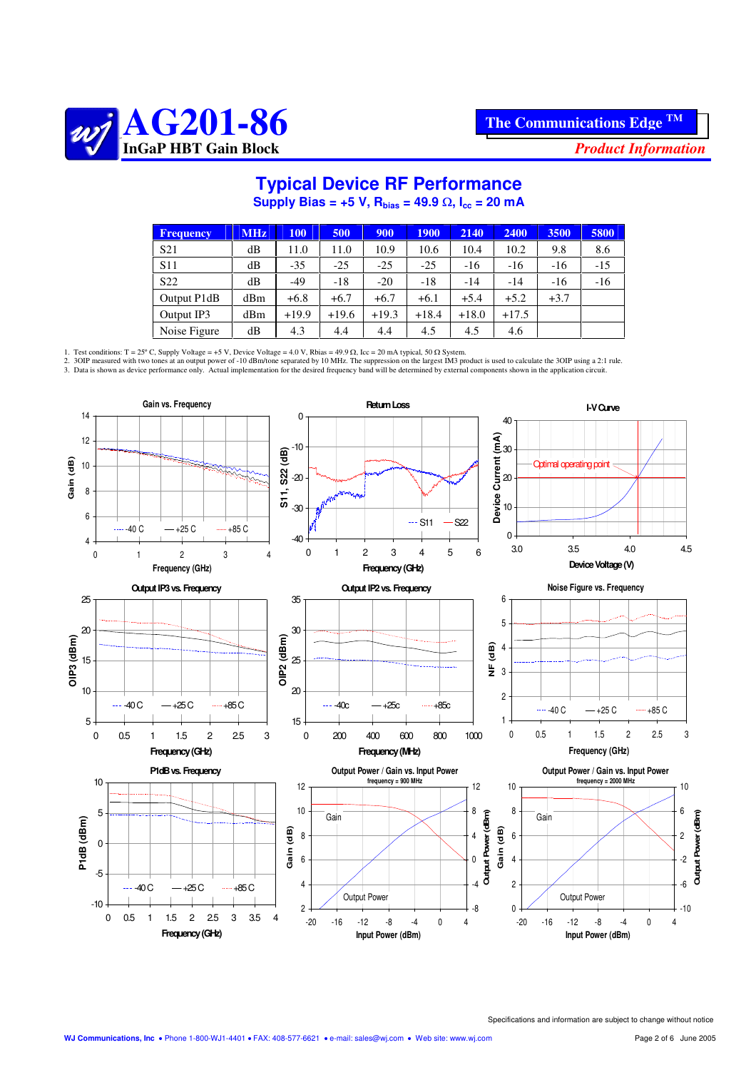# AG201-86

InGaP HBT Gain Block

The Communications Edge ™

*Product Information*

## Typical Device RF Performance

### Supply Bias = +5 V, $R_{bias}$ = 49.9 Ω, $I_{cc}$ = 20 mA

| Frequency | MHz | 100 | 500 | 900 | 1900 | 2140 | 2400 | 3500 | 5800 |
|---|---|---|---|---|---|---|---|---|---|
| S21 | dB | 11.0 | 11.0 | 10.9 | 10.6 | 10.4 | 10.2 | 9.8 | 8.6 |
| S11 | dB | -35 | -25 | -25 | -25 | -16 | -16 | -16 | -15 |
| S22 | dB | -49 | -18 | -20 | -18 | -14 | -14 | -16 | -16 |
| Output P1dB | dBm | +6.8 | +6.7 | +6.7 | +6.1 | +5.4 | +5.2 | +3.7 | |
| Output IP3 | dBm | +19.9 | +19.6 | +19.3 | +18.4 | +18.0 | +17.5 | | |
| Noise Figure | dB | 4.3 | 4.4 | 4.4 | 4.5 | 4.5 | 4.6 | | |

1. Test conditions: T = 25º C, Supply Voltage = +5 V, Device Voltage = 4.0 V, Rbias = 49.9 Ω, Icc = 20 mA typical, 50 Ω System.
2. 3OIP measured with two tones at an output power of -10 dBm/tone separated by 10 MHz. The suppression on the largest IM3 product is used to calculate the 3OIP using a 2:1 rule.
3. Data is shown as device performance only. Actual implementation for the desired frequency band will be determined by external components shown in the application circuit.

Specifications and information are subject to change without notice

WJ Communications, Inc • Phone 1-800-WJ1-4401 • FAX: 408-577-6621 • e-mail: sales@wj.com • Web site: www.wj.com

June 2005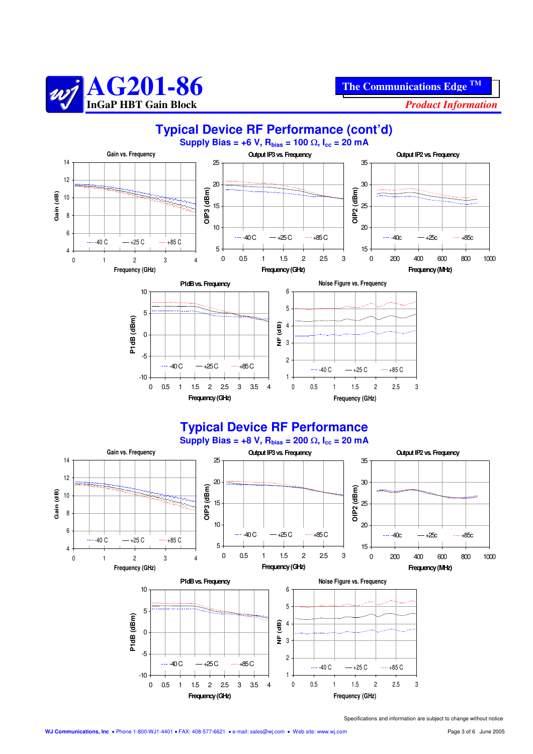# AG201-86

**InGaP HBT Gain Block**

**The Communications Edge ™**

*Product Information*

## Typical Device RF Performance (cont'd)

**Supply Bias = +6 V, $R_{bias}$ = 100 Ω, $I_{cc}$ = 20 mA**

Gain vs. Frequency

Output IP3 vs. Frequency

Output IP2 vs. Frequency

P1dB vs. Frequency

Noise Figure vs. Frequency

## Typical Device RF Performance

**Supply Bias = +8 V, $R_{bias}$ = 200 Ω, $I_{cc}$ = 20 mA**

Gain vs. Frequency

Output IP3 vs. Frequency

Output IP2 vs. Frequency

P1dB vs. Frequency

Noise Figure vs. Frequency

Specifications and information are subject to change without notice

WJ Communications, Inc • Phone 1-800-WJ1-4401 • FAX: 408-577-6621 • e-mail: sales@wj.com • Web site: www.wj.com

June 2005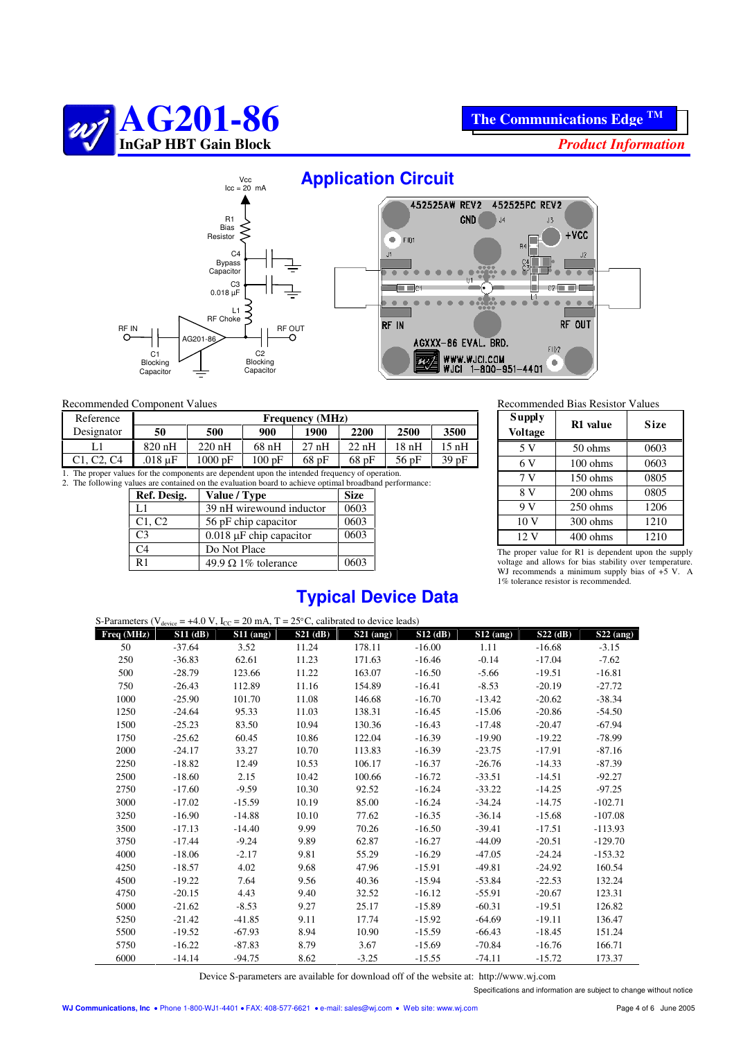# AG201-86
## InGaP HBT Gain Block

**The Communications Edge ™**

*Product Information*

## Application Circuit

Vcc
Icc = 20 mA

R1 Bias Resistor

C4 Bypass Capacitor

C3 0.018 µF

L1 RF Choke

RF IN

AG201-86

RF OUT

C1 Blocking Capacitor

C2 Blocking Capacitor

452525AW REV2 452525PC REV2
GND J4 J3 +VCC
FID1 R4 J1 J2 C4 C3 U1 C1 C2 L1
RF IN RF OUT
AGXXX-86 EVAL. BRD.
FID2
WWW.WJCI.COM
WJCI 1-800-951-4401

Recommended Component Values

| Reference Designator | Frequency (MHz) | | | | | | |
|---|---|---|---|---|---|---|---|
| | 50 | 500 | 900 | 1900 | 2200 | 2500 | 3500 |
| L1 | 820 nH | 220 nH | 68 nH | 27 nH | 22 nH | 18 nH | 15 nH |
| C1, C2, C4 | .018 µF | 1000 pF | 100 pF | 68 pF | 68 pF | 56 pF | 39 pF |

1. The proper values for the components are dependent upon the intended frequency of operation.
2. The following values are contained on the evaluation board to achieve optimal broadband performance:

| Ref. Desig. | Value / Type | Size |
|---|---|---|
| L1 | 39 nH wirewound inductor | 0603 |
| C1, C2 | 56 pF chip capacitor | 0603 |
| C3 | 0.018 µF chip capacitor | 0603 |
| C4 | Do Not Place | |
| R1 | 49.9 Ω 1% tolerance | 0603 |

Recommended Bias Resistor Values

| Supply Voltage | R1 value | Size |
|---|---|---|
| 5 V | 50 ohms | 0603 |
| 6 V | 100 ohms | 0603 |
| 7 V | 150 ohms | 0805 |
| 8 V | 200 ohms | 0805 |
| 9 V | 250 ohms | 1206 |
| 10 V | 300 ohms | 1210 |
| 12 V | 400 ohms | 1210 |

The proper value for R1 is dependent upon the supply voltage and allows for bias stability over temperature. WJ recommends a minimum supply bias of +5 V. A 1% tolerance resistor is recommended.

## Typical Device Data

S-Parameters ($V_{device}$ = +4.0 V, $I_{CC}$ = 20 mA, T = 25°C, calibrated to device leads)

| Freq (MHz) | S11 (dB) | S11 (ang) | S21 (dB) | S21 (ang) | S12 (dB) | S12 (ang) | S22 (dB) | S22 (ang) |
|---|---|---|---|---|---|---|---|---|
| 50 | -37.64 | 3.52 | 11.24 | 178.11 | -16.00 | 1.11 | -16.68 | -3.15 |
| 250 | -36.83 | 62.61 | 11.23 | 171.63 | -16.46 | -0.14 | -17.04 | -7.62 |
| 500 | -28.79 | 123.66 | 11.22 | 163.07 | -16.50 | -5.66 | -19.51 | -16.81 |
| 750 | -26.43 | 112.89 | 11.16 | 154.89 | -16.41 | -8.53 | -20.19 | -27.72 |
| 1000 | -25.90 | 101.70 | 11.08 | 146.68 | -16.70 | -13.42 | -20.62 | -38.34 |
| 1250 | -24.64 | 95.33 | 11.03 | 138.31 | -16.45 | -15.06 | -20.86 | -54.50 |
| 1500 | -25.23 | 83.50 | 10.94 | 130.36 | -16.43 | -17.48 | -20.47 | -67.94 |
| 1750 | -25.62 | 60.45 | 10.86 | 122.04 | -16.39 | -19.90 | -19.22 | -78.99 |
| 2000 | -24.17 | 33.27 | 10.70 | 113.83 | -16.39 | -23.75 | -17.91 | -87.16 |
| 2250 | -18.82 | 12.49 | 10.53 | 106.17 | -16.37 | -26.76 | -14.33 | -87.39 |
| 2500 | -18.60 | 2.15 | 10.42 | 100.66 | -16.72 | -33.51 | -14.51 | -92.27 |
| 2750 | -17.60 | -9.59 | 10.30 | 92.52 | -16.24 | -33.22 | -14.25 | -97.25 |
| 3000 | -17.02 | -15.59 | 10.19 | 85.00 | -16.24 | -34.24 | -14.75 | -102.71 |
| 3250 | -16.90 | -14.88 | 10.10 | 77.62 | -16.35 | -36.14 | -15.68 | -107.08 |
| 3500 | -17.13 | -14.40 | 9.99 | 70.26 | -16.50 | -39.41 | -17.51 | -113.93 |
| 3750 | -17.44 | -9.24 | 9.89 | 62.87 | -16.27 | -44.09 | -20.51 | -129.70 |
| 4000 | -18.06 | -2.17 | 9.81 | 55.29 | -16.29 | -47.05 | -24.24 | -153.32 |
| 4250 | -18.57 | 4.02 | 9.68 | 47.96 | -15.91 | -49.81 | -24.92 | 160.54 |
| 4500 | -19.22 | 7.64 | 9.56 | 40.36 | -15.94 | -53.84 | -22.53 | 132.24 |
| 4750 | -20.15 | 4.43 | 9.40 | 32.52 | -16.12 | -55.91 | -20.67 | 123.31 |
| 5000 | -21.62 | -8.53 | 9.27 | 25.17 | -15.89 | -60.31 | -19.51 | 126.82 |
| 5250 | -21.42 | -41.85 | 9.11 | 17.74 | -15.92 | -64.69 | -19.11 | 136.47 |
| 5500 | -19.52 | -67.93 | 8.94 | 10.90 | -15.59 | -66.43 | -18.45 | 151.24 |
| 5750 | -16.22 | -87.83 | 8.79 | 3.67 | -15.69 | -70.84 | -16.76 | 166.71 |
| 6000 | -14.14 | -94.75 | 8.62 | -3.25 | -15.55 | -74.11 | -15.72 | 173.37 |

Device S-parameters are available for download off of the website at: http://www.wj.com

Specifications and information are subject to change without notice

**WJ Communications, Inc** • Phone 1-800-WJ1-4401 • FAX: 408-577-6621 • e-mail: sales@wj.com • Web site: www.wj.com

June 2005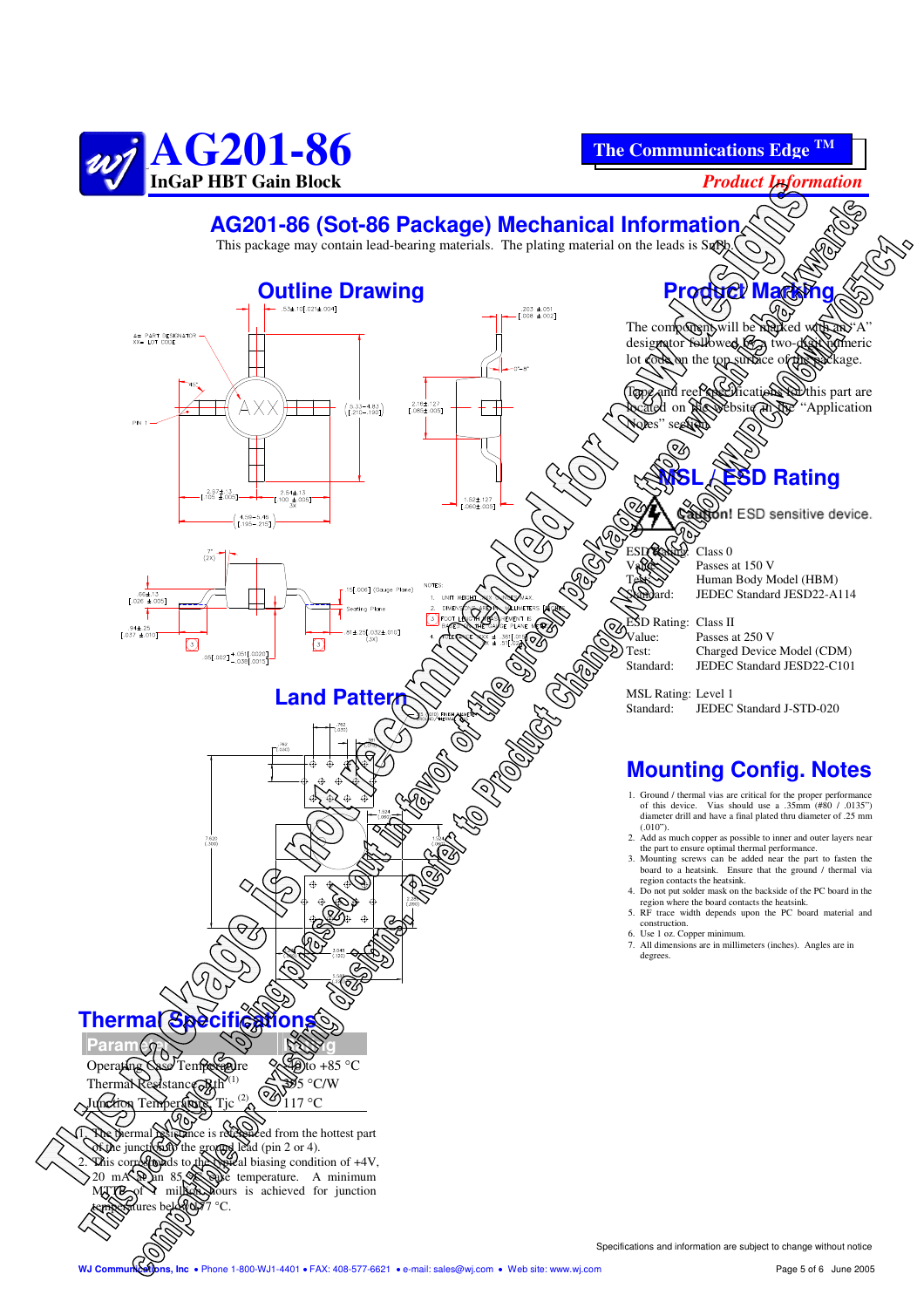# AG201-86

**InGaP HBT Gain Block**

**The Communications Edge ™**

*Product Information*

## AG201-86 (Sot-86 Package) Mechanical Information

This package may contain lead-bearing materials. The plating material on the leads is SnPb.

This package is not recommended for new designs. This package is being phased out in favor of the green package type which is backwards compatible for existing designs. Refer to Product Change Notification WJPCN06MAY05TC1.

### Outline Drawing

NOTES:
1. UNIT WEIGHT: .XXX GRAMS MAX.
2. DIMENSIONS ARE IN MILLIMETERS [INCHES]
3. FOOT LENGTH MEASUREMENT IS BASED ON THE GAUGE PLANE METHOD.

### Land Pattern

### Product Marking

The component will be marked with an "A" designator followed by a two-digit numeric lot code on the top surface of the package.

Tape and reel specifications for this part are located on the website in the "Application Notes" section.

### MSL / ESD Rating

**Caution!** ESD sensitive device.

| | |
|---|---|
| ESD Rating: | Class 0 |
| Value: | Passes at 150 V |
| Test: | Human Body Model (HBM) |
| Standard: | JEDEC Standard JESD22-A114 |

| | |
|---|---|
| ESD Rating: | Class II |
| Value: | Passes at 250 V |
| Test: | Charged Device Model (CDM) |
| Standard: | JEDEC Standard JESD22-C101 |

| | |
|---|---|
| MSL Rating: | Level 1 |
| Standard: | JEDEC Standard J-STD-020 |

### Mounting Config. Notes

1. Ground / thermal vias are critical for the proper performance of this device. Vias should use a .35mm (#80 / .0135") diameter drill and have a final plated thru diameter of .25 mm (.010").
2. Add as much copper as possible to inner and outer layers near the part to ensure optimal thermal performance.
3. Mounting screws can be added near the part to fasten the board to a heatsink. Ensure that the ground / thermal via region contacts the heatsink.
4. Do not put solder mask on the backside of the PC board in the region where the board contacts the heatsink.
5. RF trace width depends upon the PC board material and construction.
6. Use 1 oz. Copper minimum.
7. All dimensions are in millimeters (inches). Angles are in degrees.

### Thermal Specifications

| Parameter | Rating |
|---|---|
| Operating Case Temperature | -40 to +85 °C |
| Thermal Resistance, Rth [1] | 365 °C/W |
| Junction Temperature, Tjc [2] | 117 °C |

1. The thermal resistance is referenced from the hottest part of the junction to the ground lead (pin 2 or 4).
2. This corresponds to the typical biasing condition of +4V, 20 mA at an 85 °C case temperature. A minimum MTTF of 1 million hours is achieved for junction temperatures below 177 °C.

Specifications and information are subject to change without notice

WJ Communications, Inc • Phone 1-800-WJ1-4401 • FAX: 408-577-6621 • e-mail: sales@wj.com • Web site: www.wj.com

June 2005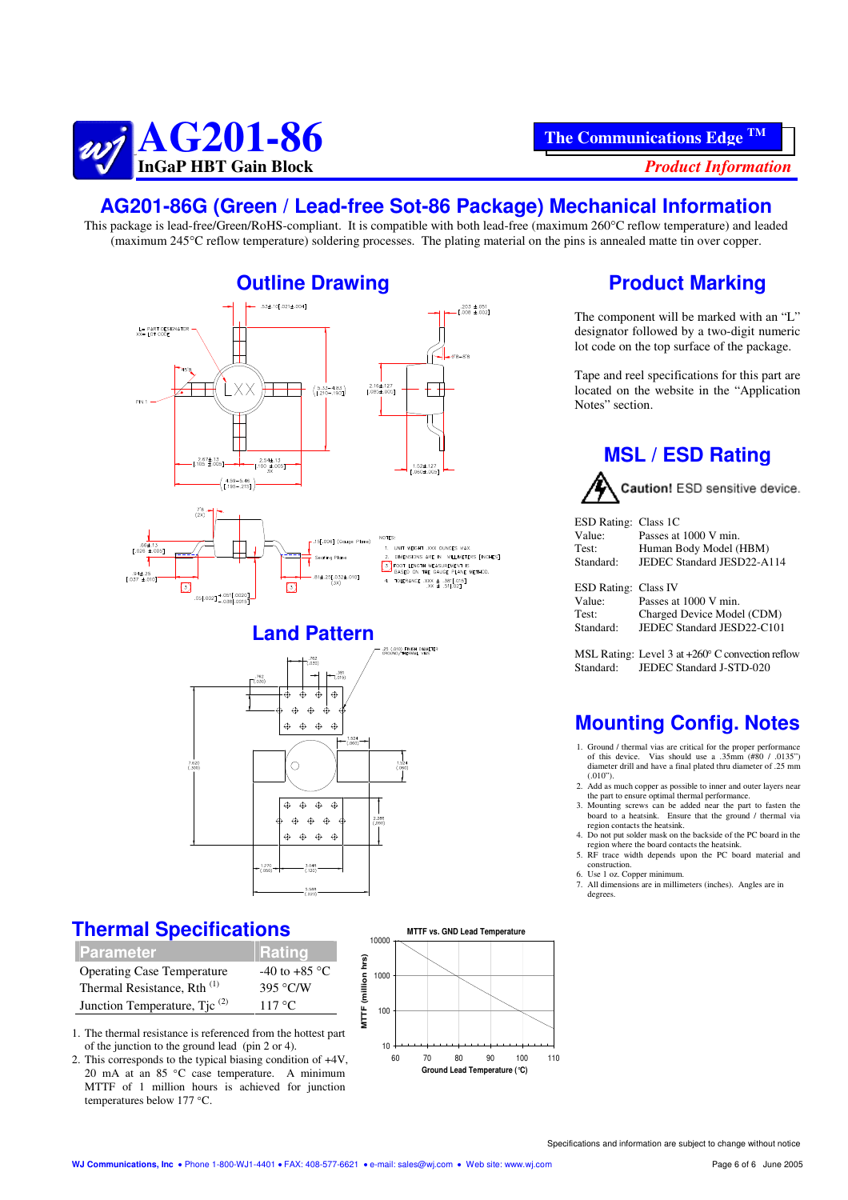# AG201-86

**InGaP HBT Gain Block**

**The Communications Edge ™**

*Product Information*

## AG201-86G (Green / Lead-free Sot-86 Package) Mechanical Information

This package is lead-free/Green/RoHS-compliant. It is compatible with both lead-free (maximum 260°C reflow temperature) and leaded (maximum 245°C reflow temperature) soldering processes. The plating material on the pins is annealed matte tin over copper.

## Outline Drawing

L= PART DESIGNATOR
XX= LOT CODE

LXX

PIN 1

45°

.53±.10 [.021±.004]

.203 ±.051 [.008 ±.002]

6°8–8°8

5.33–4.83 [.210–.190]

2.16±.127 [.085±.005]

2.67±.13 [.105 ±.005]

2.54±.13 [.100 ±.005] 3X

4.83–5.46 [.190–.215]

1.52±.127 [.060±.005]

7°& (2X)

.66±.13 [.026 ±.005]

.94±.25 [.037 ±.010]

.15[.006] (Gauge Plane)

Seating Plane

.81±.25[.032±.010] (3X)

.05[.002] .051[.0020] .038[.0015]

NOTES:
1. UNIT WEIGHT .XXX OUNCES MAX
2. DIMENSIONS ARE IN MILLIMETERS [INCHES]
3. FOOT LENGTH MEASUREMENT IS BASED ON THE GAUGE PLANE METHOD.
4. TOLERANCE .XXX ± .38[.015] .XX ± .51[.02]

## Land Pattern

.25 (.010) FINISH DIAMETER GROUND/THERMAL VIAS

.762 (.030)

.762 (.030)

.381 (.015)

1.524 (.060)

7.620 (.300)

1.524 (.060)

2.286 (.090)

1.270 (.050)

3.048 (.120)

5.588 (.220)

## Product Marking

The component will be marked with an "L" designator followed by a two-digit numeric lot code on the top surface of the package.

Tape and reel specifications for this part are located on the website in the "Application Notes" section.

## MSL / ESD Rating

**Caution!** ESD sensitive device.

ESD Rating: Class 1C
Value: Passes at 1000 V min.
Test: Human Body Model (HBM)
Standard: JEDEC Standard JESD22-A114

ESD Rating: Class IV
Value: Passes at 1000 V min.
Test: Charged Device Model (CDM)
Standard: JEDEC Standard JESD22-C101

MSL Rating: Level 3 at +260° C convection reflow
Standard: JEDEC Standard J-STD-020

## Mounting Config. Notes

1. Ground / thermal vias are critical for the proper performance of this device. Vias should use a .35mm (#80 / .0135") diameter drill and have a final plated thru diameter of .25 mm (.010").
2. Add as much copper as possible to inner and outer layers near the part to ensure optimal thermal performance.
3. Mounting screws can be added near the part to fasten the board to a heatsink. Ensure that the ground / thermal via region contacts the heatsink.
4. Do not put solder mask on the backside of the PC board in the region where the board contacts the heatsink.
5. RF trace width depends upon the PC board material and construction.
6. Use 1 oz. Copper minimum.
7. All dimensions are in millimeters (inches). Angles are in degrees.

## Thermal Specifications

| Parameter | Rating |
|---|---|
| Operating Case Temperature | -40 to +85 °C |
| Thermal Resistance, Rth (1) | 395 °C/W |
| Junction Temperature, Tjc (2) | 117 °C |

1. The thermal resistance is referenced from the hottest part of the junction to the ground lead (pin 2 or 4).
2. This corresponds to the typical biasing condition of +4V, 20 mA at an 85 °C case temperature. A minimum MTTF of 1 million hours is achieved for junction temperatures below 177 °C.

MTTF vs. GND Lead Temperature

MTTF (million hrs)

10000
1000
100
10

60 70 80 90 100 110

Ground Lead Temperature (°C)

Specifications and information are subject to change without notice

WJ Communications, Inc • Phone 1-800-WJ1-4401 • FAX: 408-577-6621 • e-mail: sales@wj.com • Web site: www.wj.com

June 2005